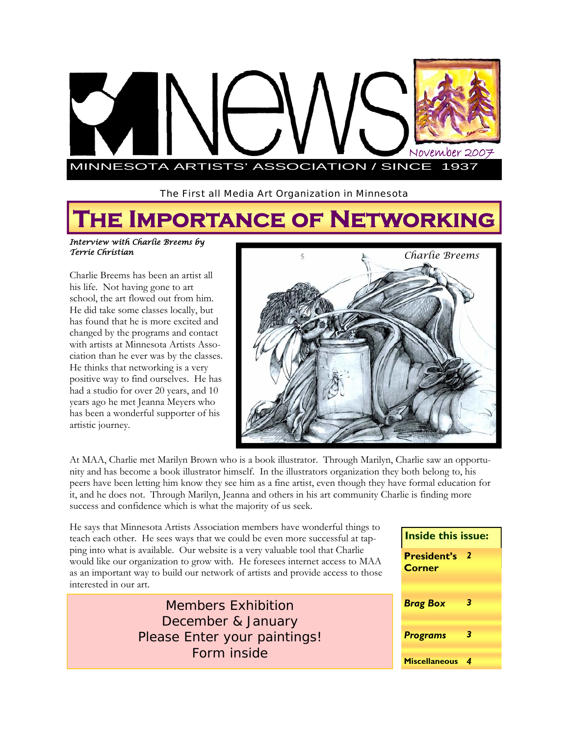# MNews

November 2007

MINNESOTA ARTISTS' ASSOCIATION / SINCE 1937

The First all Media Art Organization in Minnesota

## The Importance of Networking

*Interview with Charlie Breems by Terrie Christian*

Charlie Breems has been an artist all his life. Not having gone to art school, the art flowed out from him. He did take some classes locally, but has found that he is more excited and changed by the programs and contact with artists at Minnesota Artists Association than he ever was by the classes. He thinks that networking is a very positive way to find ourselves. He has had a studio for over 20 years, and 10 years ago he met Jeanna Meyers who has been a wonderful supporter of his artistic journey.

*Charlie Breems*

At MAA, Charlie met Marilyn Brown who is a book illustrator. Through Marilyn, Charlie saw an opportunity and has become a book illustrator himself. In the illustrators organization they both belong to, his peers have been letting him know they see him as a fine artist, even though they have formal education for it, and he does not. Through Marilyn, Jeanna and others in his art community Charlie is finding more success and confidence which is what the majority of us seek.

He says that Minnesota Artists Association members have wonderful things to teach each other. He sees ways that we could be even more successful at tapping into what is available. Our website is a very valuable tool that Charlie would like our organization to grow with. He foresees internet access to MAA as an important way to build our network of artists and provide access to those interested in our art.

Members Exhibition
December & January
Please Enter your paintings!
Form inside

| Inside this issue: | |
|---|---|
| **President's Corner** | 2 |
| ***Brag Box*** | 3 |
| ***Programs*** | 3 |
| **Miscellaneous** | 4 |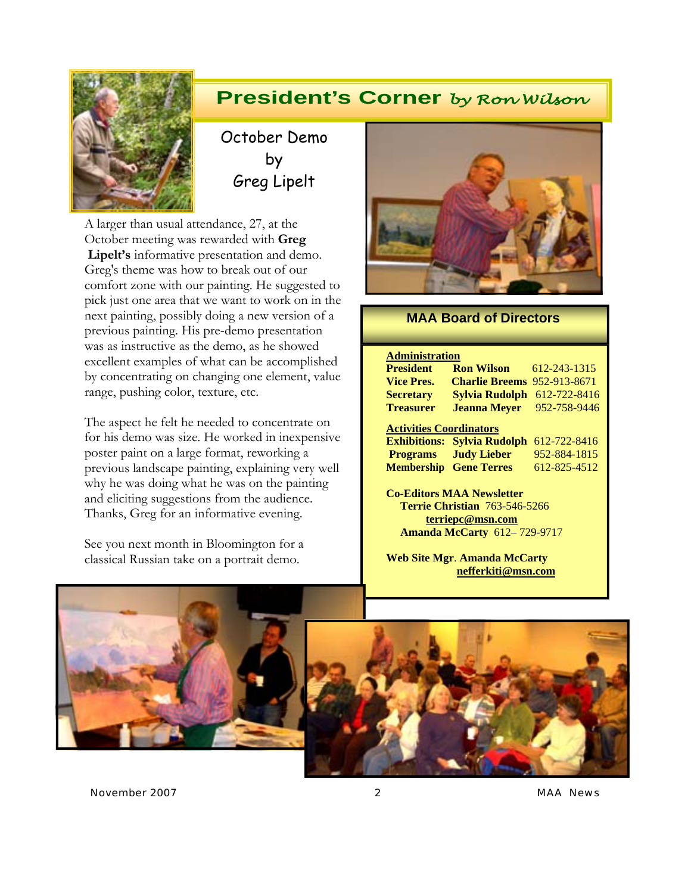## President's Corner *by Ron Wilson*

### October Demo by Greg Lipelt

A larger than usual attendance, 27, at the October meeting was rewarded with **Greg Lipelt's** informative presentation and demo. Greg's theme was how to break out of our comfort zone with our painting. He suggested to pick just one area that we want to work on in the next painting, possibly doing a new version of a previous painting. His pre-demo presentation was as instructive as the demo, as he showed excellent examples of what can be accomplished by concentrating on changing one element, value range, pushing color, texture, etc.

The aspect he felt he needed to concentrate on for his demo was size. He worked in inexpensive poster paint on a large format, reworking a previous landscape painting, explaining very well why he was doing what he was on the painting and eliciting suggestions from the audience. Thanks, Greg for an informative evening.

See you next month in Bloomington for a classical Russian take on a portrait demo.

## MAA Board of Directors

**Administration**

| | | |
|---|---|---|
| **President** | **Ron Wilson** | 612-243-1315 |
| **Vice Pres.** | **Charlie Breems** | 952-913-8671 |
| **Secretary** | **Sylvia Rudolph** | 612-722-8416 |
| **Treasurer** | **Jeanna Meyer** | 952-758-9446 |

**Activities Coordinators**

| | | |
|---|---|---|
| **Exhibitions:** | **Sylvia Rudolph** | 612-722-8416 |
| **Programs** | **Judy Lieber** | 952-884-1815 |
| **Membership** | **Gene Terres** | 612-825-4512 |

**Co-Editors MAA Newsletter**
**Terrie Christian** 763-546-5266
**terriepc@msn.com**
**Amanda McCarty** 612– 729-9717

**Web Site Mgr**. **Amanda McCarty**
**nefferkiti@msn.com**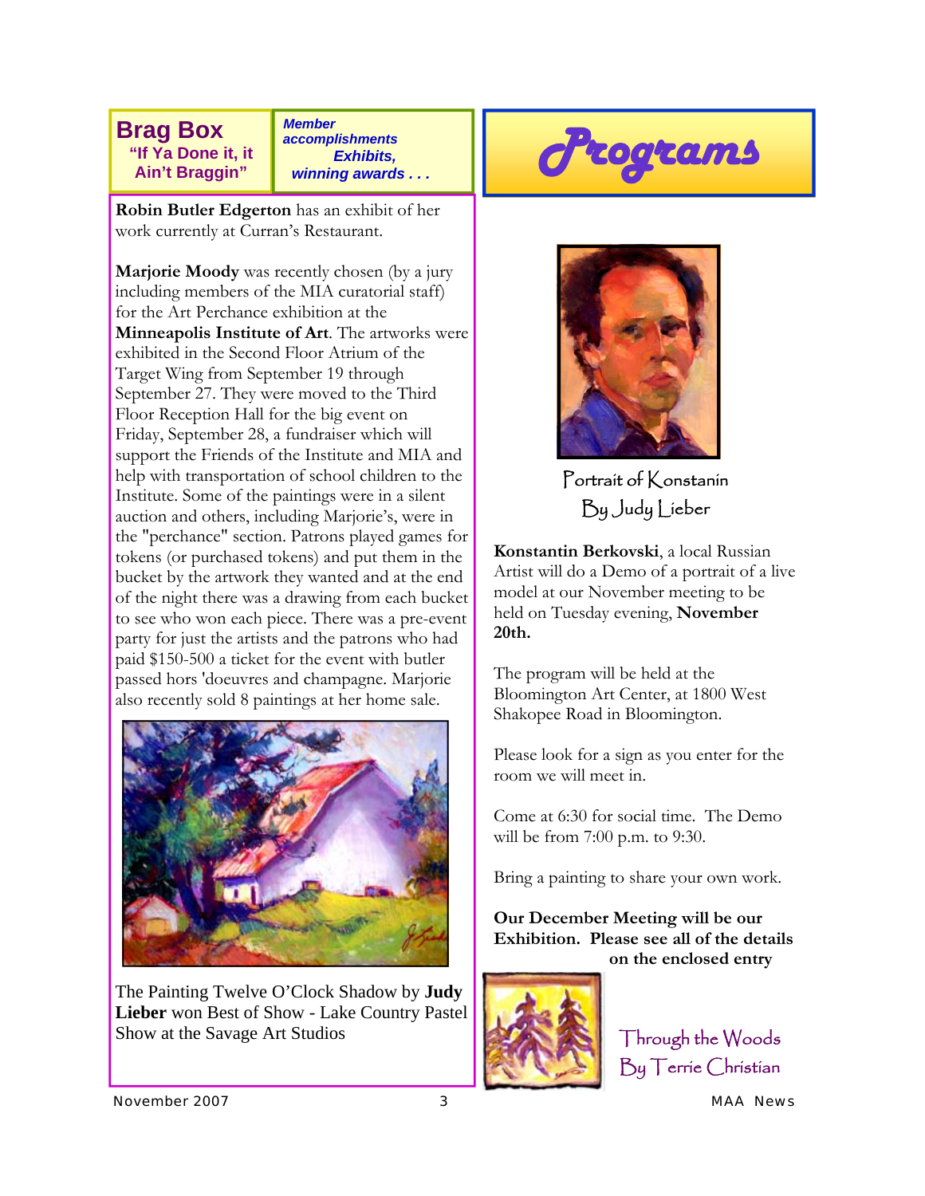## Brag Box

**"If Ya Done it, it Ain't Braggin"**

*Member accomplishments*
*Exhibits,*
*winning awards . . .*

**Robin Butler Edgerton** has an exhibit of her work currently at Curran's Restaurant.

**Marjorie Moody** was recently chosen (by a jury including members of the MIA curatorial staff) for the Art Perchance exhibition at the **Minneapolis Institute of Art**. The artworks were exhibited in the Second Floor Atrium of the Target Wing from September 19 through September 27. They were moved to the Third Floor Reception Hall for the big event on Friday, September 28, a fundraiser which will support the Friends of the Institute and MIA and help with transportation of school children to the Institute. Some of the paintings were in a silent auction and others, including Marjorie's, were in the "perchance" section. Patrons played games for tokens (or purchased tokens) and put them in the bucket by the artwork they wanted and at the end of the night there was a drawing from each bucket to see who won each piece. There was a pre-event party for just the artists and the patrons who had paid $150-500 a ticket for the event with butler passed hors 'doeuvres and champagne. Marjorie also recently sold 8 paintings at her home sale.

The Painting Twelve O'Clock Shadow by **Judy Lieber** won Best of Show - Lake Country Pastel Show at the Savage Art Studios

## Programs

Portrait of Konstanin
By Judy Lieber

**Konstantin Berkovski**, a local Russian Artist will do a Demo of a portrait of a live model at our November meeting to be held on Tuesday evening, **November 20th.**

The program will be held at the Bloomington Art Center, at 1800 West Shakopee Road in Bloomington.

Please look for a sign as you enter for the room we will meet in.

Come at 6:30 for social time. The Demo will be from 7:00 p.m. to 9:30.

Bring a painting to share your own work.

**Our December Meeting will be our Exhibition. Please see all of the details on the enclosed entry**

Through the Woods
By Terrie Christian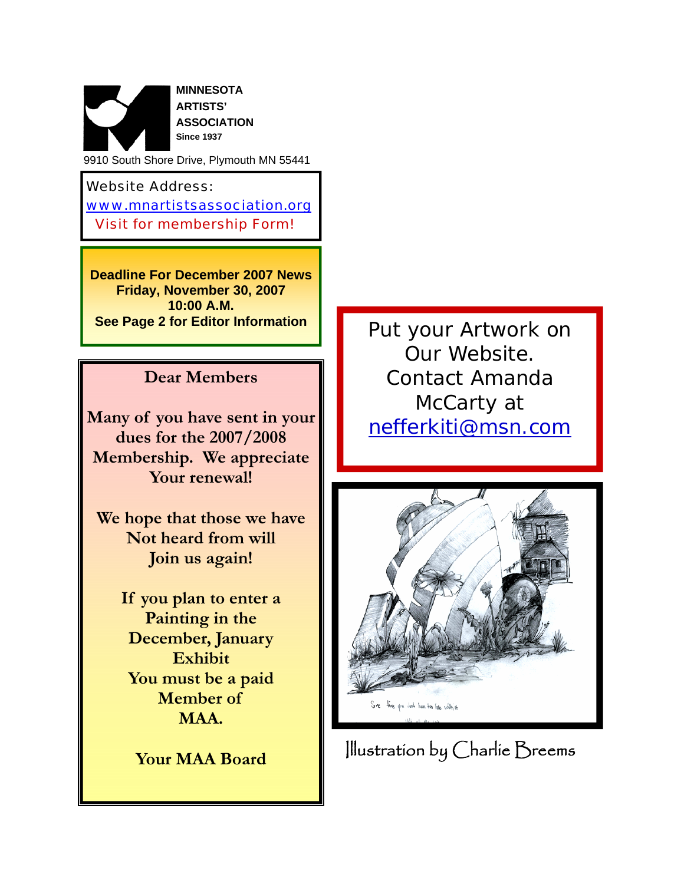**MINNESOTA ARTISTS' ASSOCIATION**
**Since 1937**

9910 South Shore Drive, Plymouth MN 55441

Website Address:
www.mnartistsassociation.org
Visit for membership Form!

**Deadline For December 2007 News**
**Friday, November 30, 2007**
**10:00 A.M.**
**See Page 2 for Editor Information**

## Dear Members

**Many of you have sent in your dues for the 2007/2008 Membership. We appreciate Your renewal!**

**We hope that those we have Not heard from will Join us again!**

**If you plan to enter a Painting in the December, January Exhibit You must be a paid Member of MAA.**

**Your MAA Board**

Put your Artwork on Our Website. Contact Amanda McCarty at nefferkiti@msn.com

Illustration by Charlie Breems